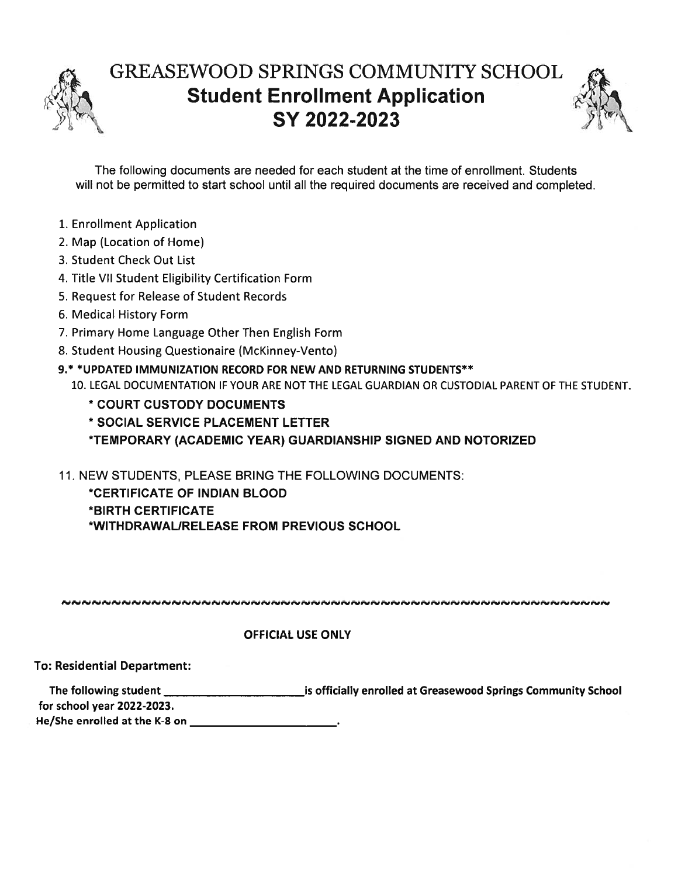# GREASEWOOD SPRINGS COMMUNITY SCHOOL
## Student Enrollment Application
## SY 2022-2023

The following documents are needed for each student at the time of enrollment. Students will not be permitted to start school until all the required documents are received and completed.

1. Enrollment Application
2. Map (Location of Home)
3. Student Check Out List
4. Title VII Student Eligibility Certification Form
5. Request for Release of Student Records
6. Medical History Form
7. Primary Home Language Other Then English Form
8. Student Housing Questionaire (McKinney-Vento)
9. **\* \*UPDATED IMMUNIZATION RECORD FOR NEW AND RETURNING STUDENTS\*\***
10. LEGAL DOCUMENTATION IF YOUR ARE NOT THE LEGAL GUARDIAN OR CUSTODIAL PARENT OF THE STUDENT.
    - **COURT CUSTODY DOCUMENTS**
    - **SOCIAL SERVICE PLACEMENT LETTER**
    - **TEMPORARY (ACADEMIC YEAR) GUARDIANSHIP SIGNED AND NOTORIZED**
11. NEW STUDENTS, PLEASE BRING THE FOLLOWING DOCUMENTS:
    - **CERTIFICATE OF INDIAN BLOOD**
    - **BIRTH CERTIFICATE**
    - **WITHDRAWAL/RELEASE FROM PREVIOUS SCHOOL**

~~~~~~~~~~~~~~~~~~~~~~~~~~~~~~~~~~~~~~~~~~~~~~~~~~~~~~~~

**OFFICIAL USE ONLY**

**To: Residential Department:**

**The following student \_\_\_\_\_\_\_\_\_\_\_\_\_\_\_\_\_\_\_\_\_\_\_\_ is officially enrolled at Greasewood Springs Community School for school year 2022-2023.**

**He/She enrolled at the K-8 on \_\_\_\_\_\_\_\_\_\_\_\_\_\_\_\_\_\_\_\_\_\_\_\_.**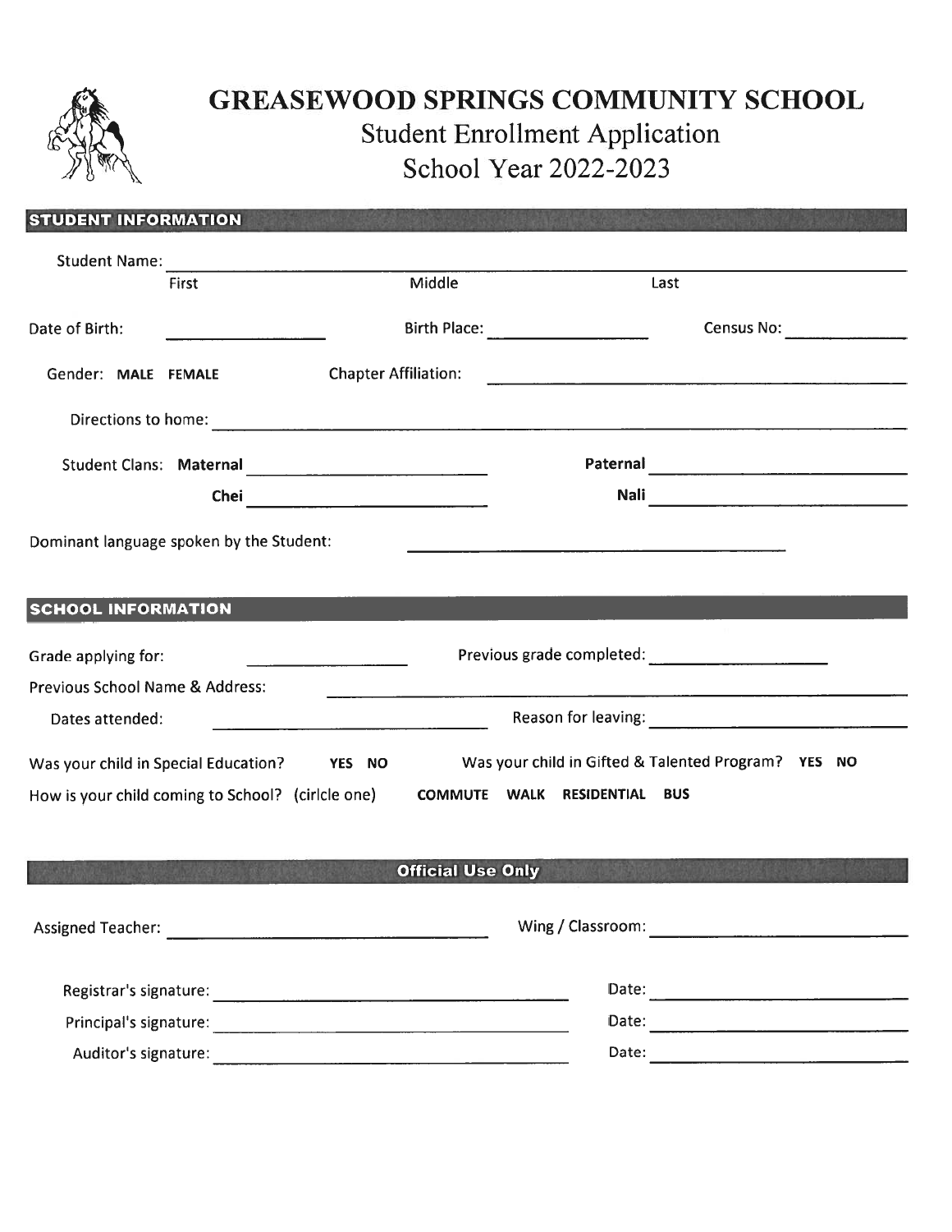# GREASEWOOD SPRINGS COMMUNITY SCHOOL

## Student Enrollment Application

## School Year 2022-2023

### STUDENT INFORMATION

Student Name: ______________________________________________

First Middle Last

Date of Birth: ______________ Birth Place: ______________ Census No: ______________

Gender: **MALE FEMALE** Chapter Affiliation: ______________________________

Directions to home: ______________________________________________

Student Clans: **Maternal** ______________________ **Paternal** ______________________

**Chei** ______________________ **Nali** ______________________

Dominant language spoken by the Student: ______________________________

### SCHOOL INFORMATION

Grade applying for: ______________ Previous grade completed: ______________

Previous School Name & Address: ______________________________________________

Dates attended: ______________________ Reason for leaving: ______________________

Was your child in Special Education? **YES NO** Was your child in Gifted & Talented Program? **YES NO**

How is your child coming to School? (cirlcle one) **COMMUTE WALK RESIDENTIAL BUS**

### Official Use Only

Assigned Teacher: ______________________________ Wing / Classroom: ______________________

Registrar's signature: ______________________________ Date: ______________________

Principal's signature: ______________________________ Date: ______________________

Auditor's signature: ______________________________ Date: ______________________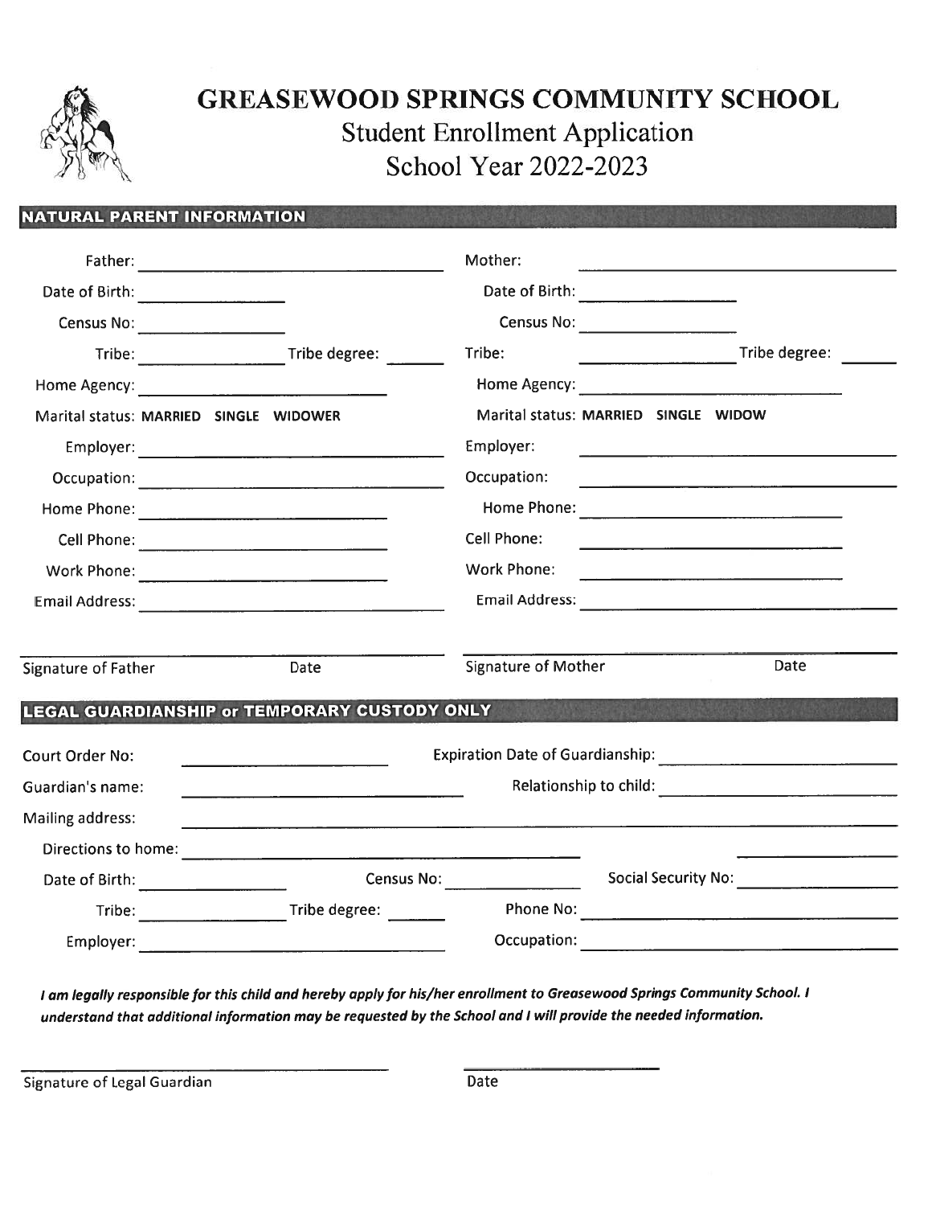# GREASEWOOD SPRINGS COMMUNITY SCHOOL

## Student Enrollment Application
## School Year 2022-2023

### NATURAL PARENT INFORMATION

Father: ______________________________

Date of Birth: ______________

Census No: ______________

Tribe: ______________ Tribe degree: ______

Home Agency: ______________________

Marital status: **MARRIED SINGLE WIDOWER**

Employer: ______________________________

Occupation: ______________________________

Home Phone: ______________________

Cell Phone: ______________________

Work Phone: ______________________

Email Address: ______________________________

______________________________
Signature of Father Date

Mother: ______________________________

Date of Birth: ______________

Census No: ______________

Tribe: ______________ Tribe degree: ______

Home Agency: ______________________

Marital status: **MARRIED SINGLE WIDOW**

Employer: ______________________________

Occupation: ______________________________

Home Phone: ______________________

Cell Phone: ______________________

Work Phone: ______________________

Email Address: ______________________________

______________________________
Signature of Mother Date

### LEGAL GUARDIANSHIP or TEMPORARY CUSTODY ONLY

Court Order No: ______________________ Expiration Date of Guardianship: ______________________

Guardian's name: ______________________ Relationship to child: ______________________

Mailing address: ______________________________________________

Directions to home: ______________________________________________

Date of Birth: ______________ Census No: ______________ Social Security No: ______________

Tribe: ______________ Tribe degree: ______ Phone No: ______________________

Employer: ______________________________ Occupation: ______________________________

***I am legally responsible for this child and hereby apply for his/her enrollment to Greasewood Springs Community School. I understand that additional information may be requested by the School and I will provide the needed information.***

______________________________ ______________
Signature of Legal Guardian Date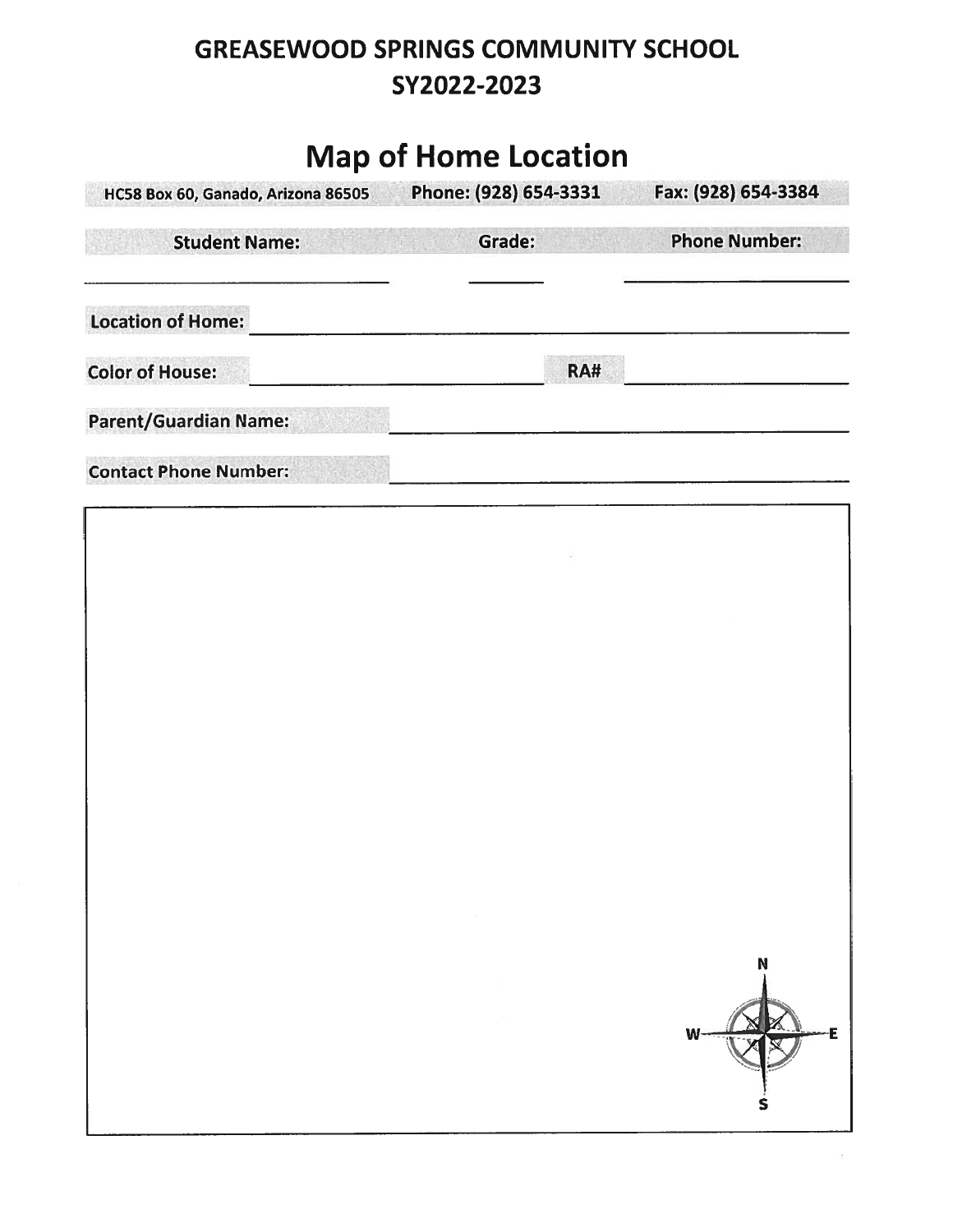# GREASEWOOD SPRINGS COMMUNITY SCHOOL
## SY2022-2023

## Map of Home Location

| HC58 Box 60, Ganado, Arizona 86505 | Phone: (928) 654-3331 | Fax: (928) 654-3384 |
|---|---|---|

| Student Name: | Grade: | Phone Number: |
|---|---|---|
| ______________________ | ________ | ______________________ |

**Location of Home:** ______________________________________________

**Color of House:** ______________________ **RA#** ______________________

**Parent/Guardian Name:** ______________________________________________

**Contact Phone Number:** ______________________________________________

N

W E

S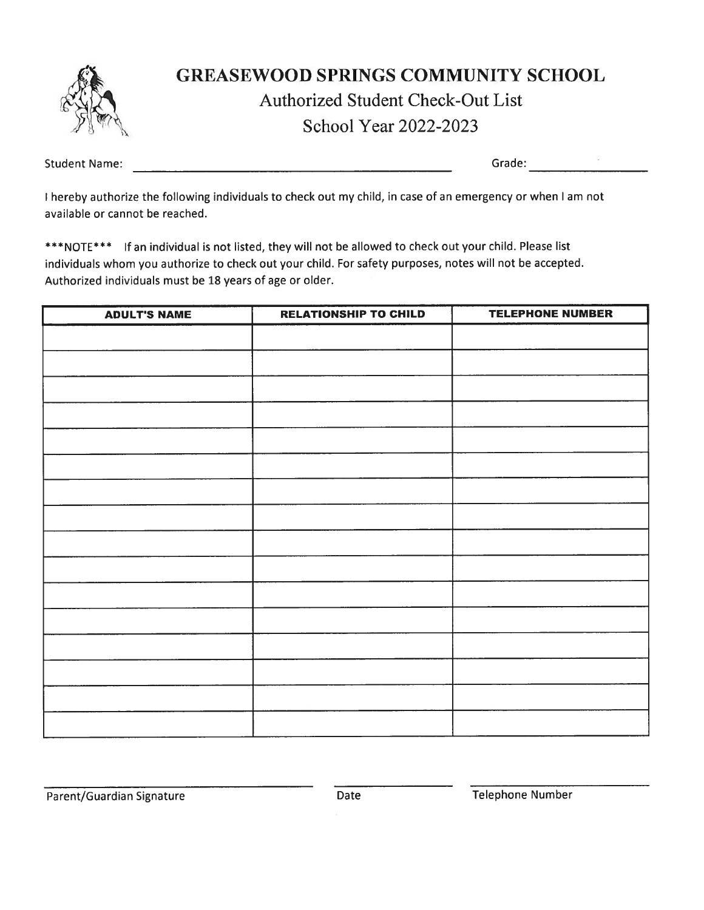# GREASEWOOD SPRINGS COMMUNITY SCHOOL

## Authorized Student Check-Out List

## School Year 2022-2023

Student Name: ______________________________ Grade: ____________

I hereby authorize the following individuals to check out my child, in case of an emergency or when I am not available or cannot be reached.

***NOTE*** If an individual is not listed, they will not be allowed to check out your child. Please list individuals whom you authorize to check out your child. For safety purposes, notes will not be accepted. Authorized individuals must be 18 years of age or older.

| ADULT'S NAME | RELATIONSHIP TO CHILD | TELEPHONE NUMBER |
| --- | --- | --- |
| | | |
| | | |
| | | |
| | | |
| | | |
| | | |
| | | |
| | | |
| | | |
| | | |
| | | |
| | | |
| | | |
| | | |
| | | |
| | | |

______________________________ ____________ ____________________

Parent/Guardian Signature Date Telephone Number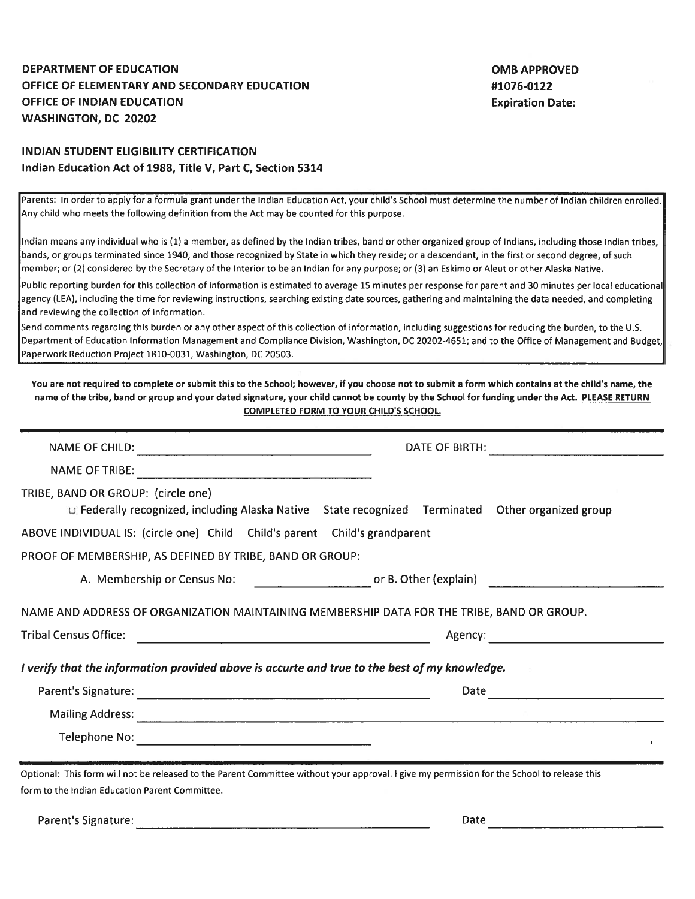**DEPARTMENT OF EDUCATION**
**OFFICE OF ELEMENTARY AND SECONDARY EDUCATION**
**OFFICE OF INDIAN EDUCATION**
**WASHINGTON, DC 20202**

**OMB APPROVED**
**#1076-0122**
**Expiration Date:**

## INDIAN STUDENT ELIGIBILITY CERTIFICATION

**Indian Education Act of 1988, Title V, Part C, Section 5314**

Parents: In order to apply for a formula grant under the Indian Education Act, your child's School must determine the number of Indian children enrolled. Any child who meets the following definition from the Act may be counted for this purpose.

Indian means any individual who is (1) a member, as defined by the Indian tribes, band or other organized group of Indians, including those Indian tribes, bands, or groups terminated since 1940, and those recognized by State in which they reside; or a descendant, in the first or second degree, of such member; or (2) considered by the Secretary of the Interior to be an Indian for any purpose; or (3) an Eskimo or Aleut or other Alaska Native.

Public reporting burden for this collection of information is estimated to average 15 minutes per response for parent and 30 minutes per local educational agency (LEA), including the time for reviewing instructions, searching existing date sources, gathering and maintaining the data needed, and completing and reviewing the collection of information.

Send comments regarding this burden or any other aspect of this collection of information, including suggestions for reducing the burden, to the U.S. Department of Education Information Management and Compliance Division, Washington, DC 20202-4651; and to the Office of Management and Budget, Paperwork Reduction Project 1810-0031, Washington, DC 20503.

**You are not required to complete or submit this to the School; however, if you choose not to submit a form which contains at the child's name, the name of the tribe, band or group and your dated signature, your child cannot be county by the School for funding under the Act. PLEASE RETURN COMPLETED FORM TO YOUR CHILD'S SCHOOL.**

NAME OF CHILD: ______________________________ DATE OF BIRTH: ______________________

NAME OF TRIBE: ______________________________

TRIBE, BAND OR GROUP: (circle one)

□ Federally recognized, including Alaska Native   State recognized   Terminated   Other organized group

ABOVE INDIVIDUAL IS: (circle one) Child   Child's parent   Child's grandparent

PROOF OF MEMBERSHIP, AS DEFINED BY TRIBE, BAND OR GROUP:

A. Membership or Census No: ________________ or B. Other (explain) ______________________

NAME AND ADDRESS OF ORGANIZATION MAINTAINING MEMBERSHIP DATA FOR THE TRIBE, BAND OR GROUP.

Tribal Census Office: ______________________________ Agency: ______________________

*I verify that the information provided above is accurte and true to the best of my knowledge.*

Parent's Signature: ______________________________ Date ______________________

Mailing Address: ______________________________________________________________

Telephone No: ______________________________

Optional: This form will not be released to the Parent Committee without your approval. I give my permission for the School to release this form to the Indian Education Parent Committee.

Parent's Signature: ______________________________ Date ______________________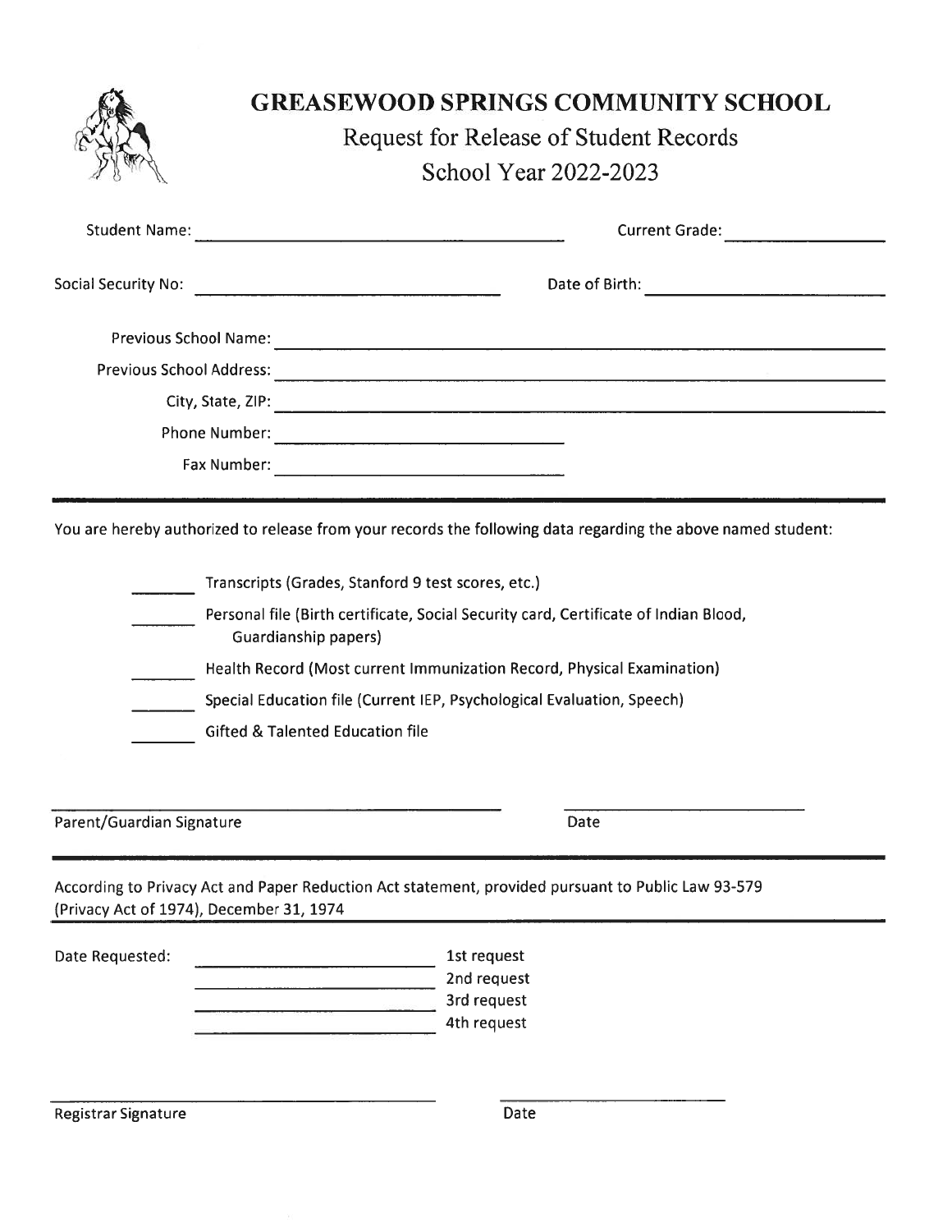# GREASEWOOD SPRINGS COMMUNITY SCHOOL

## Request for Release of Student Records

## School Year 2022-2023

Student Name: ______________________________ Current Grade: ____________

Social Security No: ______________________________ Date of Birth: ____________________

Previous School Name: ____________________________________________

Previous School Address: ____________________________________________

City, State, ZIP: ____________________________________________

Phone Number: ______________________________

Fax Number: ______________________________

---

You are hereby authorized to release from your records the following data regarding the above named student:

- ______ Transcripts (Grades, Stanford 9 test scores, etc.)
- ______ Personal file (Birth certificate, Social Security card, Certificate of Indian Blood, Guardianship papers)
- ______ Health Record (Most current Immunization Record, Physical Examination)
- ______ Special Education file (Current IEP, Psychological Evaluation, Speech)
- ______ Gifted & Talented Education file

______________________________ ______________________

Parent/Guardian Signature Date

---

According to Privacy Act and Paper Reduction Act statement, provided pursuant to Public Law 93-579 (Privacy Act of 1974), December 31, 1974

---

Date Requested: ______________________ 1st request

______________________ 2nd request

______________________ 3rd request

______________________ 4th request

______________________________ ______________________

Registrar Signature Date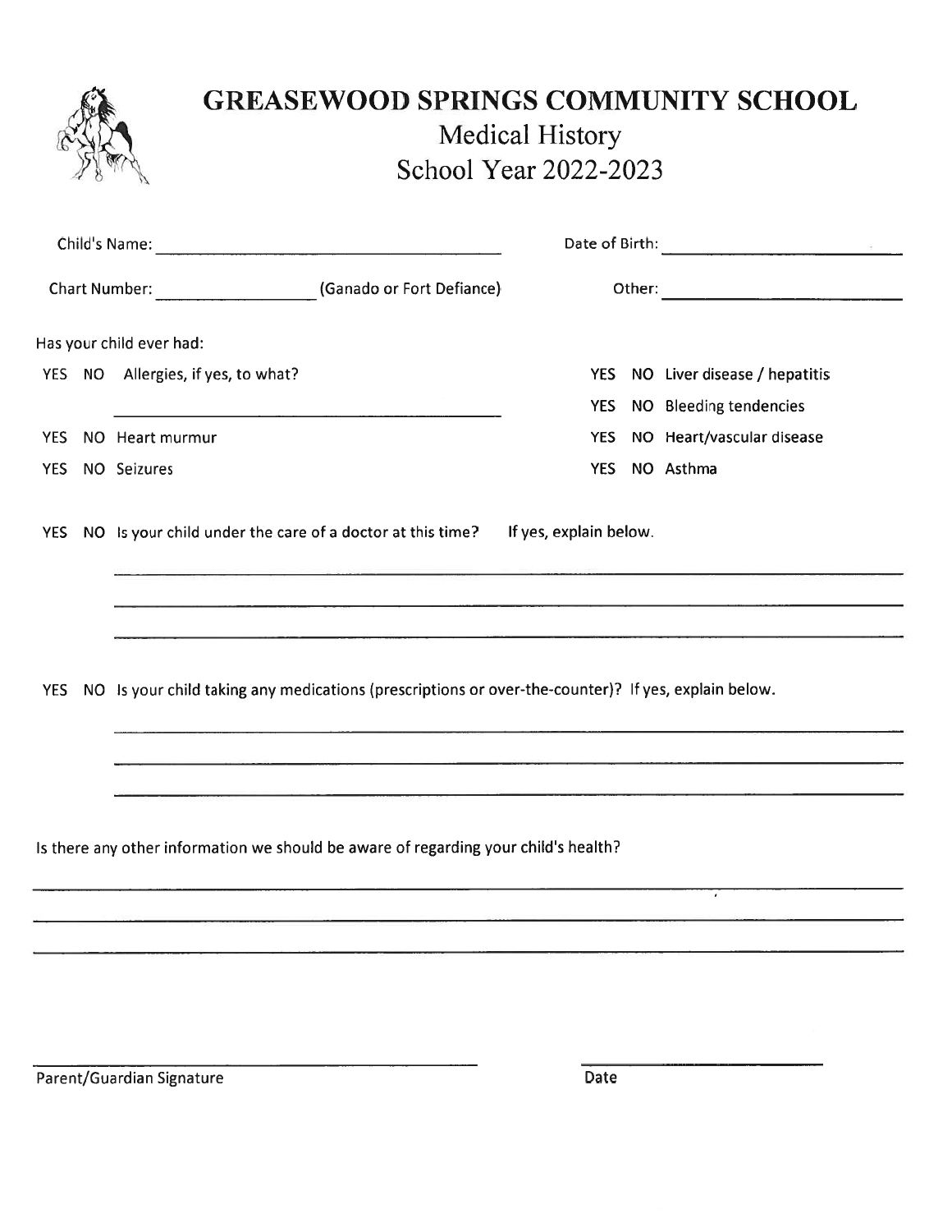# GREASEWOOD SPRINGS COMMUNITY SCHOOL

## Medical History

## School Year 2022-2023

Child's Name: ______________________ Date of Birth: ______________________

Chart Number: ______________ (Ganado or Fort Defiance) Other: ______________________

Has your child ever had:

YES NO Allergies, if yes, to what?

______________________________

YES NO Heart murmur

YES NO Seizures

YES NO Liver disease / hepatitis

YES NO Bleeding tendencies

YES NO Heart/vascular disease

YES NO Asthma

YES NO Is your child under the care of a doctor at this time? If yes, explain below.

______________________________

______________________________

______________________________

YES NO Is your child taking any medications (prescriptions or over-the-counter)? If yes, explain below.

______________________________

______________________________

______________________________

Is there any other information we should be aware of regarding your child's health?

______________________________

______________________________

______________________________

______________________________ ______________

Parent/Guardian Signature Date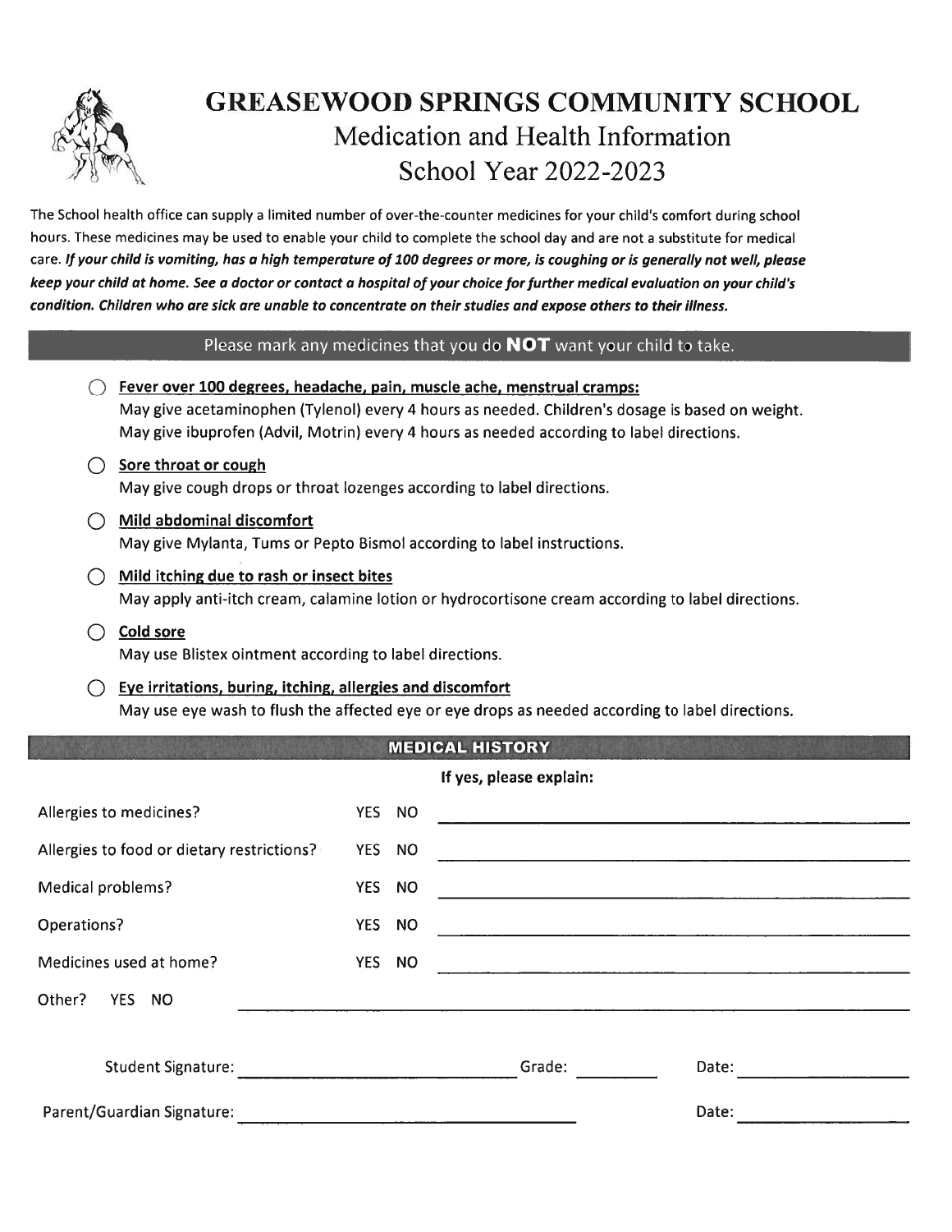# GREASEWOOD SPRINGS COMMUNITY SCHOOL

## Medication and Health Information

## School Year 2022-2023

The School health office can supply a limited number of over-the-counter medicines for your child's comfort during school hours. These medicines may be used to enable your child to complete the school day and are not a substitute for medical care. ***If your child is vomiting, has a high temperature of 100 degrees or more, is coughing or is generally not well, please keep your child at home. See a doctor or contact a hospital of your choice for further medical evaluation on your child's condition. Children who are sick are unable to concentrate on their studies and expose others to their illness.***

### Please mark any medicines that you do **NOT** want your child to take.

- ◯ **Fever over 100 degrees, headache, pain, muscle ache, menstrual cramps:**
  May give acetaminophen (Tylenol) every 4 hours as needed. Children's dosage is based on weight.
  May give ibuprofen (Advil, Motrin) every 4 hours as needed according to label directions.
- ◯ **Sore throat or cough**
  May give cough drops or throat lozenges according to label directions.
- ◯ **Mild abdominal discomfort**
  May give Mylanta, Tums or Pepto Bismol according to label instructions.
- ◯ **Mild itching due to rash or insect bites**
  May apply anti-itch cream, calamine lotion or hydrocortisone cream according to label directions.
- ◯ **Cold sore**
  May use Blistex ointment according to label directions.
- ◯ **Eye irritations, buring, itching, allergies and discomfort**
  May use eye wash to flush the affected eye or eye drops as needed according to label directions.

### MEDICAL HISTORY

| | | If yes, please explain: |
|---|---|---|
| Allergies to medicines? | YES NO | ______________________ |
| Allergies to food or dietary restrictions? | YES NO | ______________________ |
| Medical problems? | YES NO | ______________________ |
| Operations? | YES NO | ______________________ |
| Medicines used at home? | YES NO | ______________________ |
| Other? YES NO | | ______________________ |

Student Signature: ______________________ Grade: ________ Date: ______________

Parent/Guardian Signature: ______________________ Date: ______________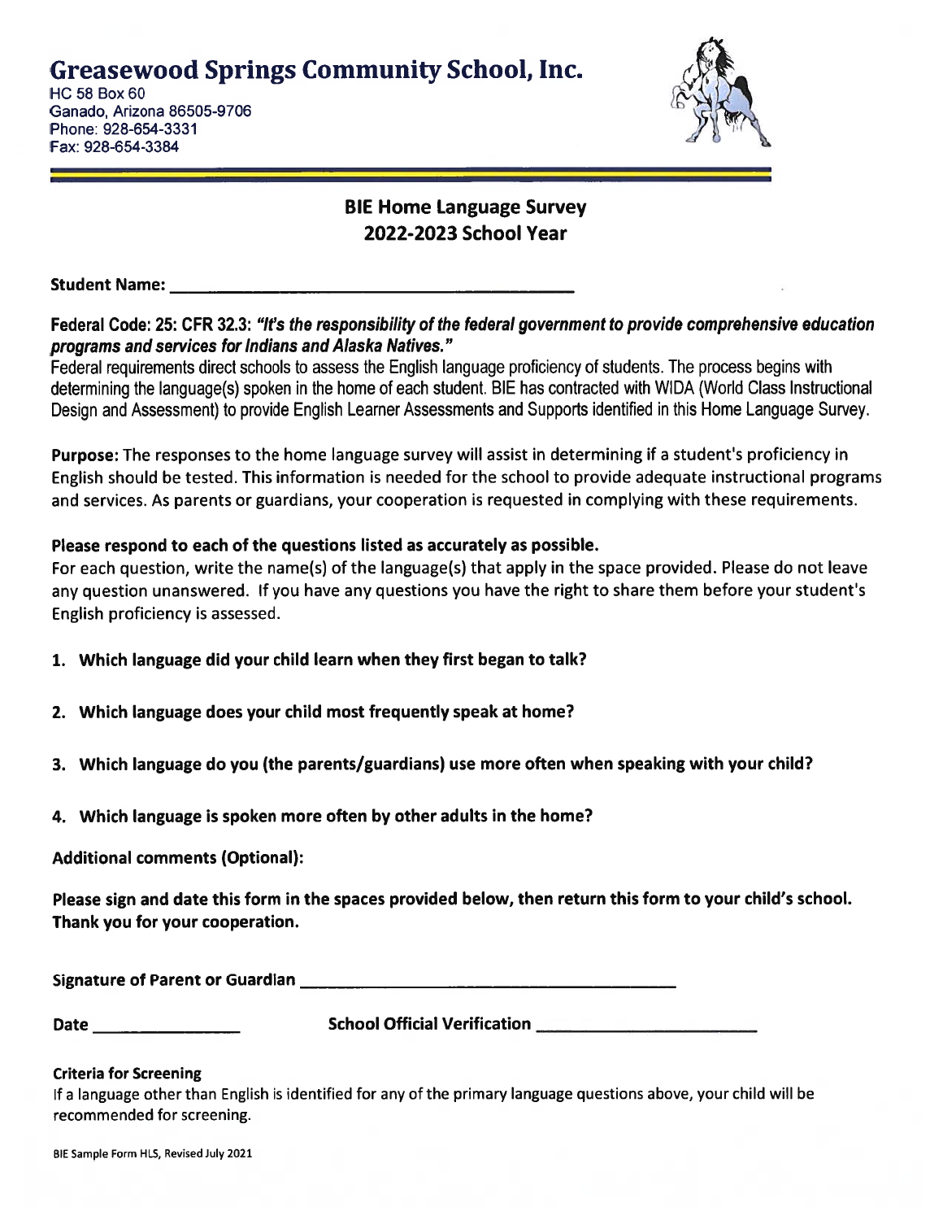# Greasewood Springs Community School, Inc.

HC 58 Box 60
Ganado, Arizona 86505-9706
Phone: 928-654-3331
Fax: 928-654-3384

## BIE Home Language Survey
## 2022-2023 School Year

**Student Name:** ___________________________________

**Federal Code: 25: CFR 32.3: *"It's the responsibility of the federal government to provide comprehensive education programs and services for Indians and Alaska Natives."***

Federal requirements direct schools to assess the English language proficiency of students. The process begins with determining the language(s) spoken in the home of each student. BIE has contracted with WIDA (World Class Instructional Design and Assessment) to provide English Learner Assessments and Supports identified in this Home Language Survey.

**Purpose:** The responses to the home language survey will assist in determining if a student's proficiency in English should be tested. This information is needed for the school to provide adequate instructional programs and services. As parents or guardians, your cooperation is requested in complying with these requirements.

**Please respond to each of the questions listed as accurately as possible.**

For each question, write the name(s) of the language(s) that apply in the space provided. Please do not leave any question unanswered. If you have any questions you have the right to share them before your student's English proficiency is assessed.

1. **Which language did your child learn when they first began to talk?**
2. **Which language does your child most frequently speak at home?**
3. **Which language do you (the parents/guardians) use more often when speaking with your child?**
4. **Which language is spoken more often by other adults in the home?**

**Additional comments (Optional):**

**Please sign and date this form in the spaces provided below, then return this form to your child's school. Thank you for your cooperation.**

**Signature of Parent or Guardian** ___________________________________

**Date** _______________ **School Official Verification** _______________________

**Criteria for Screening**

If a language other than English is identified for any of the primary language questions above, your child will be recommended for screening.

BIE Sample Form HLS, Revised July 2021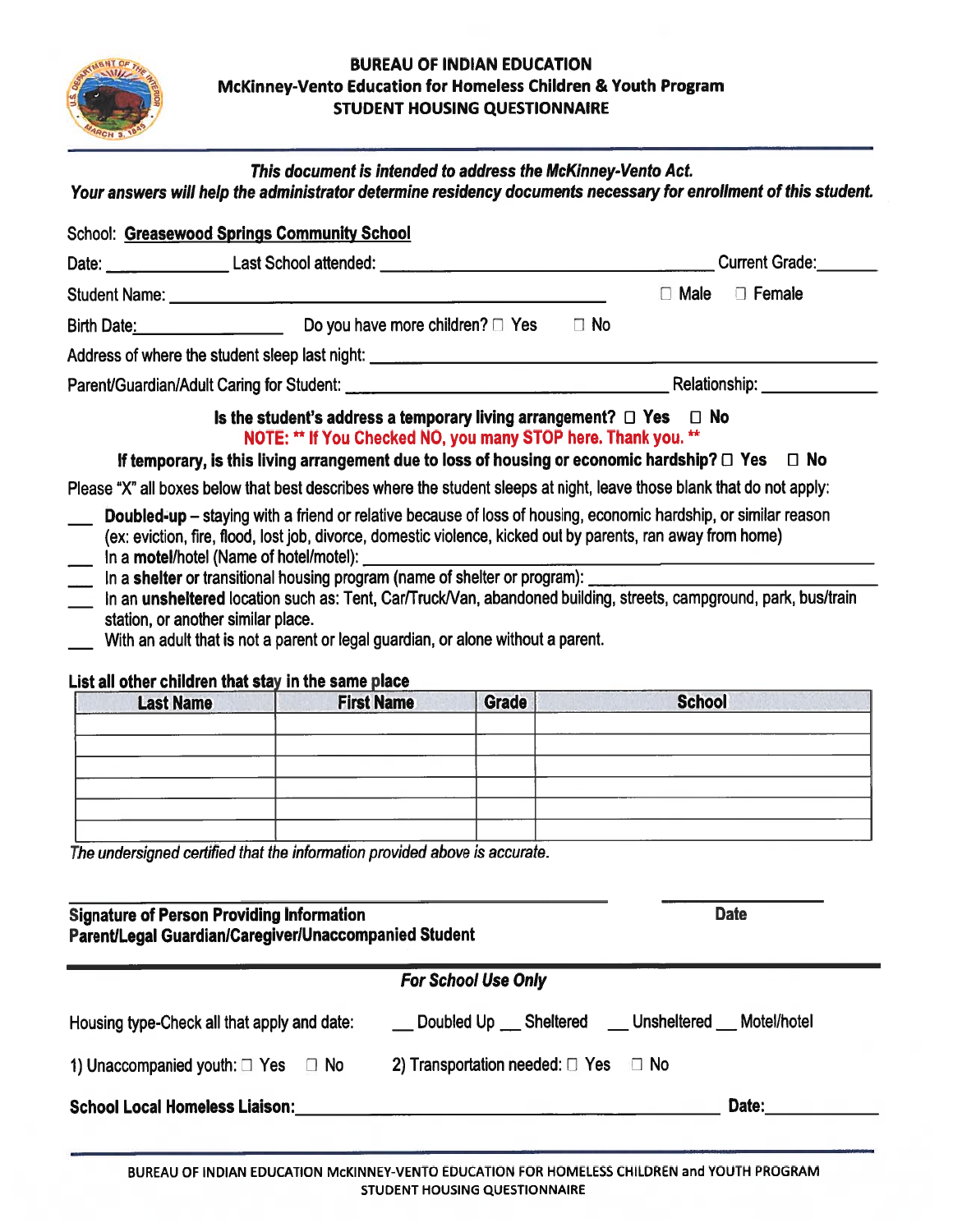# BUREAU OF INDIAN EDUCATION
## McKinney-Vento Education for Homeless Children & Youth Program
## STUDENT HOUSING QUESTIONNAIRE

***This document is intended to address the McKinney-Vento Act.***
***Your answers will help the administrator determine residency documents necessary for enrollment of this student.***

School: **Greasewood Springs Community School**

Date: ______________ Last School attended: ________________________________________ Current Grade: _______

Student Name: ____________________________________________________ ☐ Male ☐ Female

Birth Date: ________________ Do you have more children? ☐ Yes ☐ No

Address of where the student sleep last night: ____________________________________________________

Parent/Guardian/Adult Caring for Student: ____________________________________ Relationship: _____________

**Is the student's address a temporary living arrangement? ☐ Yes ☐ No**

**NOTE: ** If You Checked NO, you many STOP here. Thank you. \*\***

**If temporary, is this living arrangement due to loss of housing or economic hardship? ☐ Yes ☐ No**

Please "X" all boxes below that best describes where the student sleeps at night, leave those blank that do not apply:

___ **Doubled-up** – staying with a friend or relative because of loss of housing, economic hardship, or similar reason (ex: eviction, fire, flood, lost job, divorce, domestic violence, kicked out by parents, ran away from home)

___ In a **motel**/hotel (Name of hotel/motel): ____________________________________________________

___ In a **shelter** or transitional housing program (name of shelter or program): ______________________________

___ In an **unsheltered** location such as: Tent, Car/Truck/Van, abandoned building, streets, campground, park, bus/train station, or another similar place.

___ With an adult that is not a parent or legal guardian, or alone without a parent.

**List all other children that stay in the same place**

| Last Name | First Name | Grade | School |
|---|---|---|---|
| | | | |
| | | | |
| | | | |
| | | | |
| | | | |
| | | | |

*The undersigned certified that the information provided above is accurate.*

_____________________________________________ ______________

**Signature of Person Providing Information** **Date**
**Parent/Legal Guardian/Caregiver/Unaccompanied Student**

***For School Use Only***

Housing type-Check all that apply and date: ___ Doubled Up ___ Sheltered ___ Unsheltered ___ Motel/hotel

1) Unaccompanied youth: ☐ Yes ☐ No 2) Transportation needed: ☐ Yes ☐ No

**School Local Homeless Liaison:** ____________________________________________ **Date:** ____________

BUREAU OF INDIAN EDUCATION McKINNEY-VENTO EDUCATION FOR HOMELESS CHILDREN and YOUTH PROGRAM
STUDENT HOUSING QUESTIONNAIRE